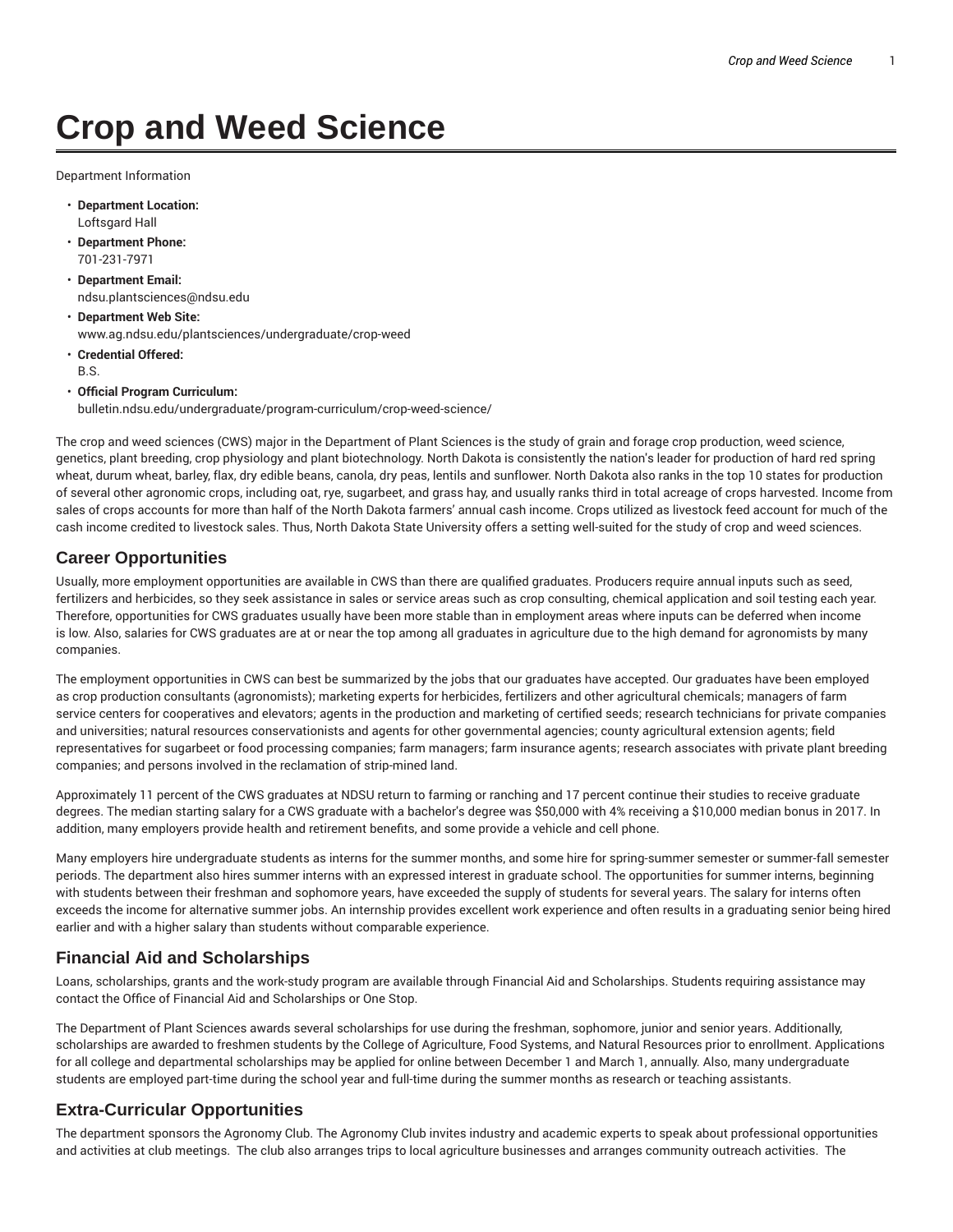# Crop and Weed Science

Department Information

- **Department Location:**
  Loftsgard Hall
- **Department Phone:**
  701-231-7971
- **Department Email:**
  ndsu.plantsciences@ndsu.edu
- **Department Web Site:**
  www.ag.ndsu.edu/plantsciences/undergraduate/crop-weed
- **Credential Offered:**
  B.S.
- **Official Program Curriculum:**
  bulletin.ndsu.edu/undergraduate/program-curriculum/crop-weed-science/

The crop and weed sciences (CWS) major in the Department of Plant Sciences is the study of grain and forage crop production, weed science, genetics, plant breeding, crop physiology and plant biotechnology. North Dakota is consistently the nation's leader for production of hard red spring wheat, durum wheat, barley, flax, dry edible beans, canola, dry peas, lentils and sunflower. North Dakota also ranks in the top 10 states for production of several other agronomic crops, including oat, rye, sugarbeet, and grass hay, and usually ranks third in total acreage of crops harvested. Income from sales of crops accounts for more than half of the North Dakota farmers' annual cash income. Crops utilized as livestock feed account for much of the cash income credited to livestock sales. Thus, North Dakota State University offers a setting well-suited for the study of crop and weed sciences.

## Career Opportunities

Usually, more employment opportunities are available in CWS than there are qualified graduates. Producers require annual inputs such as seed, fertilizers and herbicides, so they seek assistance in sales or service areas such as crop consulting, chemical application and soil testing each year. Therefore, opportunities for CWS graduates usually have been more stable than in employment areas where inputs can be deferred when income is low. Also, salaries for CWS graduates are at or near the top among all graduates in agriculture due to the high demand for agronomists by many companies.

The employment opportunities in CWS can best be summarized by the jobs that our graduates have accepted. Our graduates have been employed as crop production consultants (agronomists); marketing experts for herbicides, fertilizers and other agricultural chemicals; managers of farm service centers for cooperatives and elevators; agents in the production and marketing of certified seeds; research technicians for private companies and universities; natural resources conservationists and agents for other governmental agencies; county agricultural extension agents; field representatives for sugarbeet or food processing companies; farm managers; farm insurance agents; research associates with private plant breeding companies; and persons involved in the reclamation of strip-mined land.

Approximately 11 percent of the CWS graduates at NDSU return to farming or ranching and 17 percent continue their studies to receive graduate degrees. The median starting salary for a CWS graduate with a bachelor's degree was $50,000 with 4% receiving a $10,000 median bonus in 2017. In addition, many employers provide health and retirement benefits, and some provide a vehicle and cell phone.

Many employers hire undergraduate students as interns for the summer months, and some hire for spring-summer semester or summer-fall semester periods. The department also hires summer interns with an expressed interest in graduate school. The opportunities for summer interns, beginning with students between their freshman and sophomore years, have exceeded the supply of students for several years. The salary for interns often exceeds the income for alternative summer jobs. An internship provides excellent work experience and often results in a graduating senior being hired earlier and with a higher salary than students without comparable experience.

## Financial Aid and Scholarships

Loans, scholarships, grants and the work-study program are available through Financial Aid and Scholarships. Students requiring assistance may contact the Office of Financial Aid and Scholarships or One Stop.

The Department of Plant Sciences awards several scholarships for use during the freshman, sophomore, junior and senior years. Additionally, scholarships are awarded to freshmen students by the College of Agriculture, Food Systems, and Natural Resources prior to enrollment. Applications for all college and departmental scholarships may be applied for online between December 1 and March 1, annually. Also, many undergraduate students are employed part-time during the school year and full-time during the summer months as research or teaching assistants.

## Extra-Curricular Opportunities

The department sponsors the Agronomy Club. The Agronomy Club invites industry and academic experts to speak about professional opportunities and activities at club meetings. The club also arranges trips to local agriculture businesses and arranges community outreach activities. The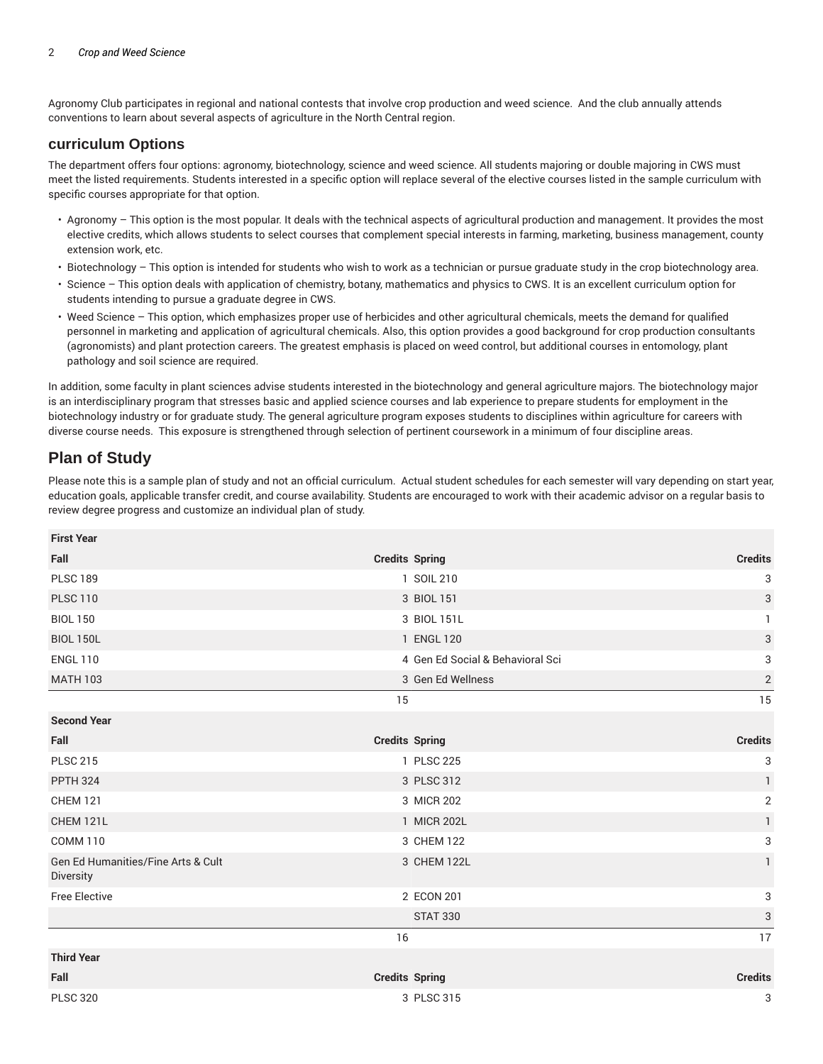Agronomy Club participates in regional and national contests that involve crop production and weed science. And the club annually attends conventions to learn about several aspects of agriculture in the North Central region.

## curriculum Options

The department offers four options: agronomy, biotechnology, science and weed science. All students majoring or double majoring in CWS must meet the listed requirements. Students interested in a specific option will replace several of the elective courses listed in the sample curriculum with specific courses appropriate for that option.

- Agronomy – This option is the most popular. It deals with the technical aspects of agricultural production and management. It provides the most elective credits, which allows students to select courses that complement special interests in farming, marketing, business management, county extension work, etc.
- Biotechnology – This option is intended for students who wish to work as a technician or pursue graduate study in the crop biotechnology area.
- Science – This option deals with application of chemistry, botany, mathematics and physics to CWS. It is an excellent curriculum option for students intending to pursue a graduate degree in CWS.
- Weed Science – This option, which emphasizes proper use of herbicides and other agricultural chemicals, meets the demand for qualified personnel in marketing and application of agricultural chemicals. Also, this option provides a good background for crop production consultants (agronomists) and plant protection careers. The greatest emphasis is placed on weed control, but additional courses in entomology, plant pathology and soil science are required.

In addition, some faculty in plant sciences advise students interested in the biotechnology and general agriculture majors. The biotechnology major is an interdisciplinary program that stresses basic and applied science courses and lab experience to prepare students for employment in the biotechnology industry or for graduate study. The general agriculture program exposes students to disciplines within agriculture for careers with diverse course needs. This exposure is strengthened through selection of pertinent coursework in a minimum of four discipline areas.

## Plan of Study

Please note this is a sample plan of study and not an official curriculum. Actual student schedules for each semester will vary depending on start year, education goals, applicable transfer credit, and course availability. Students are encouraged to work with their academic advisor on a regular basis to review degree progress and customize an individual plan of study.

| First Year | | | |
|---|---|---|---|
| Fall | Credits | Spring | Credits |
| PLSC 189 | 1 | SOIL 210 | 3 |
| PLSC 110 | 3 | BIOL 151 | 3 |
| BIOL 150 | 3 | BIOL 151L | 1 |
| BIOL 150L | 1 | ENGL 120 | 3 |
| ENGL 110 | 4 | Gen Ed Social & Behavioral Sci | 3 |
| MATH 103 | 3 | Gen Ed Wellness | 2 |
| | 15 | | 15 |
| **Second Year** | | | |
| Fall | Credits | Spring | Credits |
| PLSC 215 | 1 | PLSC 225 | 3 |
| PPTH 324 | 3 | PLSC 312 | 1 |
| CHEM 121 | 3 | MICR 202 | 2 |
| CHEM 121L | 1 | MICR 202L | 1 |
| COMM 110 | 3 | CHEM 122 | 3 |
| Gen Ed Humanities/Fine Arts & Cult Diversity | 3 | CHEM 122L | 1 |
| Free Elective | 2 | ECON 201 | 3 |
| | | STAT 330 | 3 |
| | 16 | | 17 |
| **Third Year** | | | |
| Fall | Credits | Spring | Credits |
| PLSC 320 | 3 | PLSC 315 | 3 |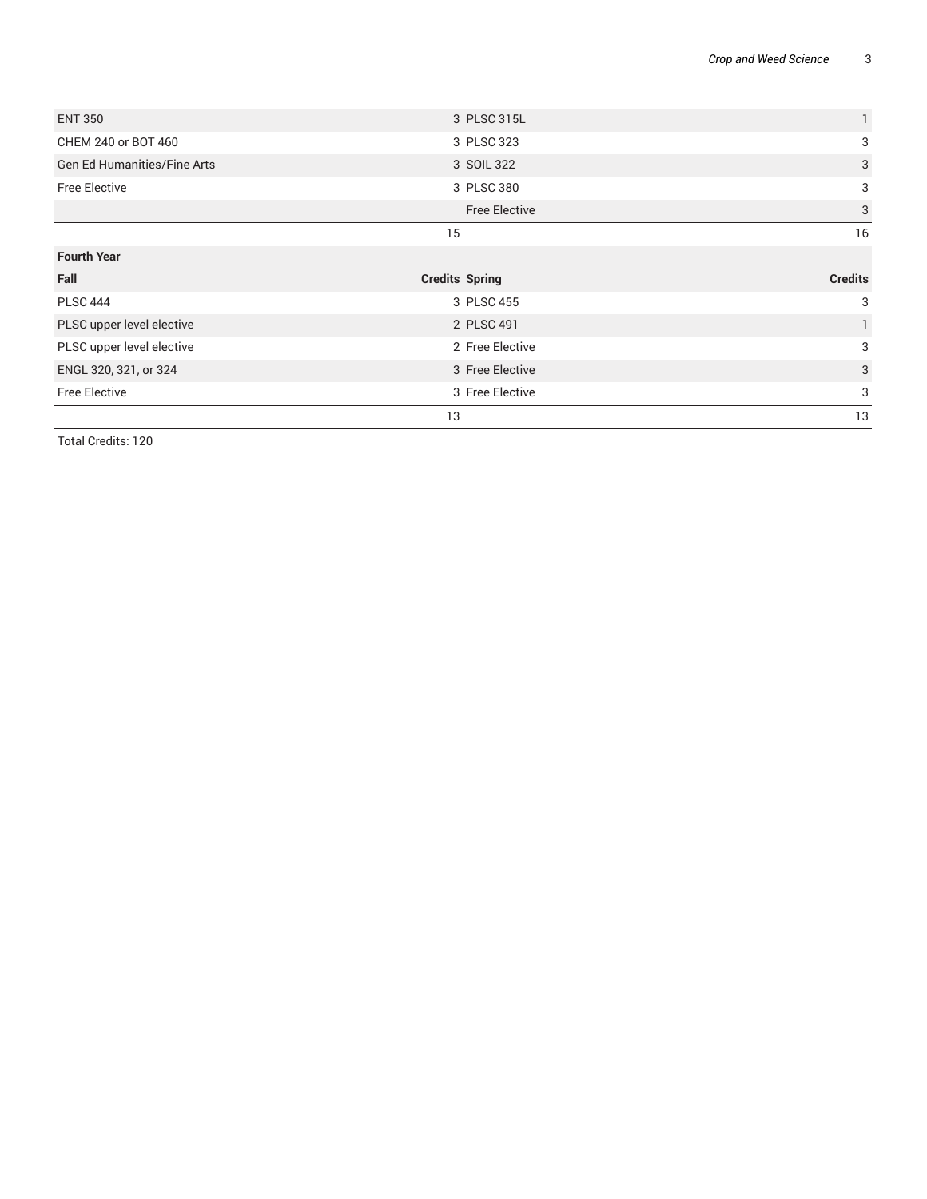| | | | |
|---|---|---|---|
| ENT 350 | 3 | PLSC 315L | 1 |
| CHEM 240 or BOT 460 | 3 | PLSC 323 | 3 |
| Gen Ed Humanities/Fine Arts | 3 | SOIL 322 | 3 |
| Free Elective | 3 | PLSC 380 | 3 |
| | | Free Elective | 3 |
| | 15 | | 16 |
| **Fourth Year** | | | |
| **Fall** | **Credits** | **Spring** | **Credits** |
| PLSC 444 | 3 | PLSC 455 | 3 |
| PLSC upper level elective | 2 | PLSC 491 | 1 |
| PLSC upper level elective | 2 | Free Elective | 3 |
| ENGL 320, 321, or 324 | 3 | Free Elective | 3 |
| Free Elective | 3 | Free Elective | 3 |
| | 13 | | 13 |

Total Credits: 120